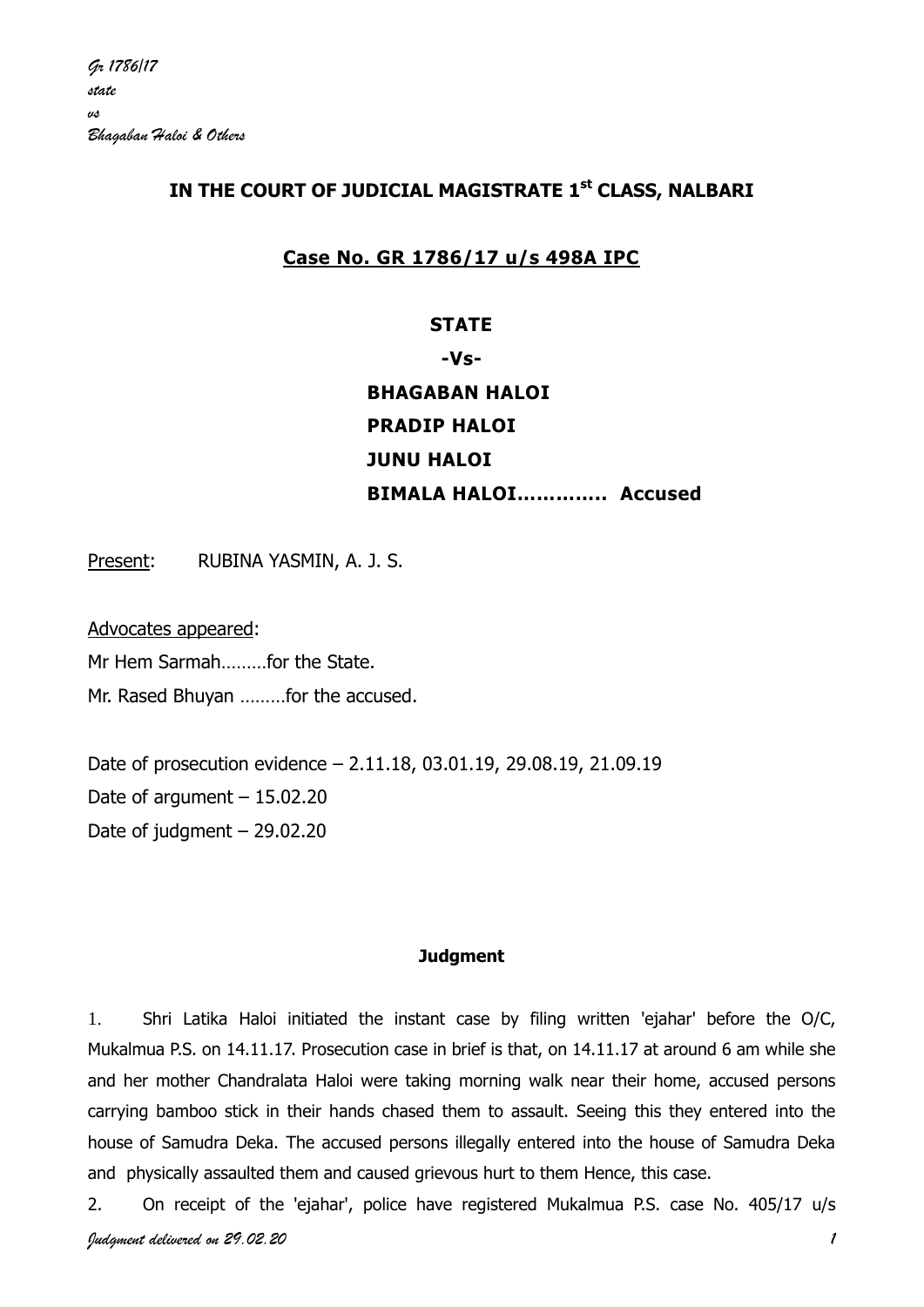# IN THE COURT OF JUDICIAL MAGISTRATE 1st CLASS, NALBARI

## Case No. GR 1786/17 u/s 498A IPC

**STATE**

**-Vs-**

**BHAGABAN HALOI**
**PRADIP HALOI**
**JUNU HALOI**
**BIMALA HALOI…………. Accused**

Present: RUBINA YASMIN, A. J. S.

Advocates appeared:
Mr Hem Sarmah………for the State.
Mr. Rased Bhuyan ………for the accused.

Date of prosecution evidence – 2.11.18, 03.01.19, 29.08.19, 21.09.19
Date of argument – 15.02.20
Date of judgment – 29.02.20

### Judgment

1. Shri Latika Haloi initiated the instant case by filing written 'ejahar' before the O/C, Mukalmua P.S. on 14.11.17. Prosecution case in brief is that, on 14.11.17 at around 6 am while she and her mother Chandralata Haloi were taking morning walk near their home, accused persons carrying bamboo stick in their hands chased them to assault. Seeing this they entered into the house of Samudra Deka. The accused persons illegally entered into the house of Samudra Deka and physically assaulted them and caused grievous hurt to them Hence, this case.

2. On receipt of the 'ejahar', police have registered Mukalmua P.S. case No. 405/17 u/s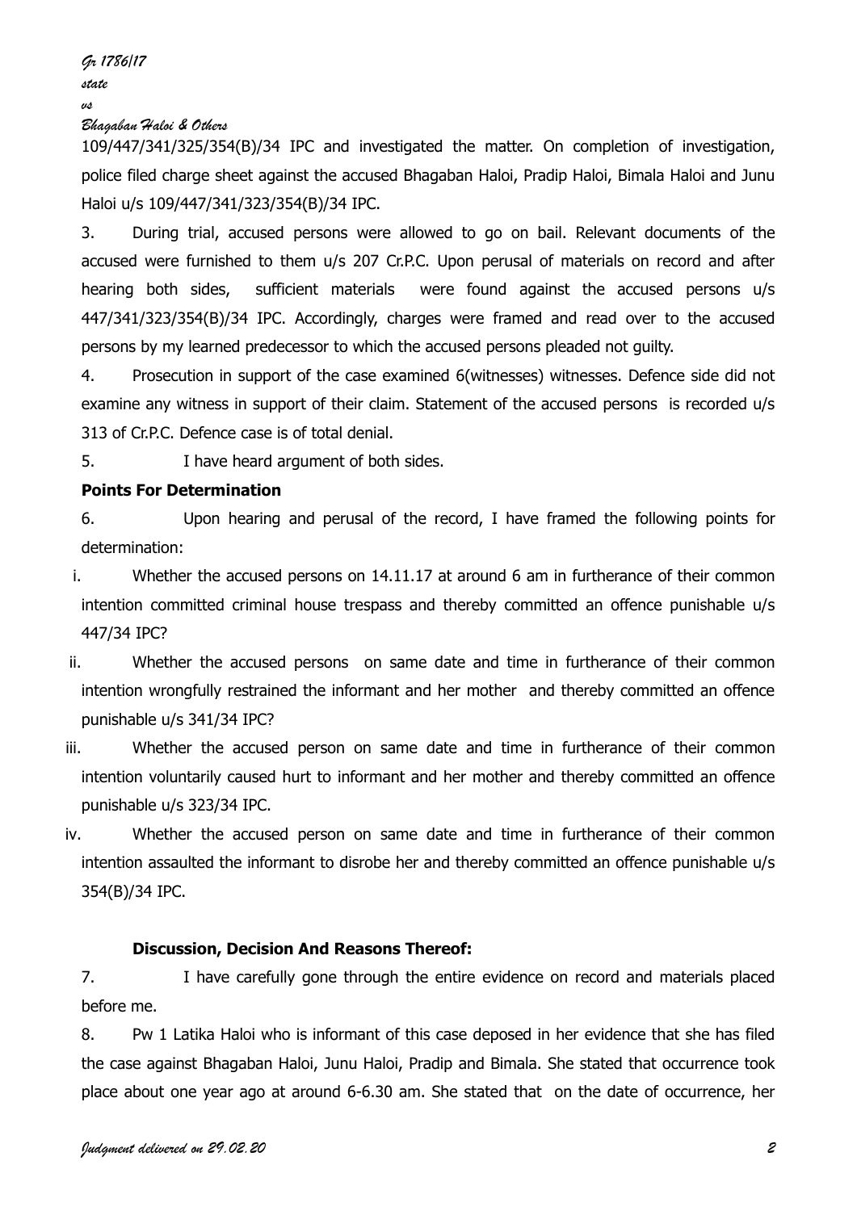109/447/341/325/354(B)/34 IPC and investigated the matter. On completion of investigation, police filed charge sheet against the accused Bhagaban Haloi, Pradip Haloi, Bimala Haloi and Junu Haloi u/s 109/447/341/323/354(B)/34 IPC.

3. During trial, accused persons were allowed to go on bail. Relevant documents of the accused were furnished to them u/s 207 Cr.P.C. Upon perusal of materials on record and after hearing both sides, sufficient materials were found against the accused persons u/s 447/341/323/354(B)/34 IPC. Accordingly, charges were framed and read over to the accused persons by my learned predecessor to which the accused persons pleaded not guilty.

4. Prosecution in support of the case examined 6(witnesses) witnesses. Defence side did not examine any witness in support of their claim. Statement of the accused persons is recorded u/s 313 of Cr.P.C. Defence case is of total denial.

5. I have heard argument of both sides.

**Points For Determination**

6. Upon hearing and perusal of the record, I have framed the following points for determination:

i. Whether the accused persons on 14.11.17 at around 6 am in furtherance of their common intention committed criminal house trespass and thereby committed an offence punishable u/s 447/34 IPC?

ii. Whether the accused persons on same date and time in furtherance of their common intention wrongfully restrained the informant and her mother and thereby committed an offence punishable u/s 341/34 IPC?

iii. Whether the accused person on same date and time in furtherance of their common intention voluntarily caused hurt to informant and her mother and thereby committed an offence punishable u/s 323/34 IPC.

iv. Whether the accused person on same date and time in furtherance of their common intention assaulted the informant to disrobe her and thereby committed an offence punishable u/s 354(B)/34 IPC.

**Discussion, Decision And Reasons Thereof:**

7. I have carefully gone through the entire evidence on record and materials placed before me.

8. Pw 1 Latika Haloi who is informant of this case deposed in her evidence that she has filed the case against Bhagaban Haloi, Junu Haloi, Pradip and Bimala. She stated that occurrence took place about one year ago at around 6-6.30 am. She stated that on the date of occurrence, her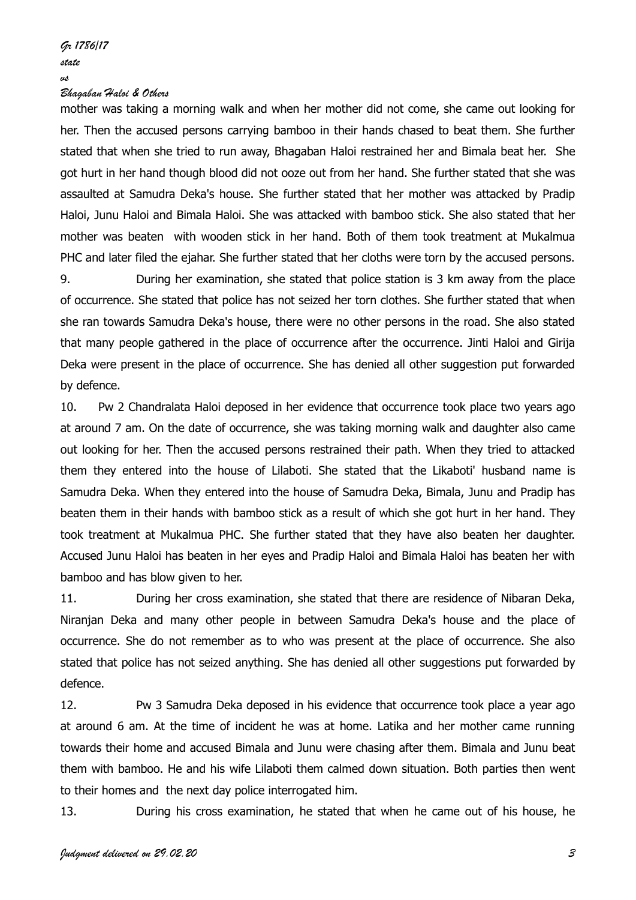mother was taking a morning walk and when her mother did not come, she came out looking for her. Then the accused persons carrying bamboo in their hands chased to beat them. She further stated that when she tried to run away, Bhagaban Haloi restrained her and Bimala beat her. She got hurt in her hand though blood did not ooze out from her hand. She further stated that she was assaulted at Samudra Deka's house. She further stated that her mother was attacked by Pradip Haloi, Junu Haloi and Bimala Haloi. She was attacked with bamboo stick. She also stated that her mother was beaten with wooden stick in her hand. Both of them took treatment at Mukalmua PHC and later filed the ejahar. She further stated that her cloths were torn by the accused persons.

9. During her examination, she stated that police station is 3 km away from the place of occurrence. She stated that police has not seized her torn clothes. She further stated that when she ran towards Samudra Deka's house, there were no other persons in the road. She also stated that many people gathered in the place of occurrence after the occurrence. Jinti Haloi and Girija Deka were present in the place of occurrence. She has denied all other suggestion put forwarded by defence.

10. Pw 2 Chandralata Haloi deposed in her evidence that occurrence took place two years ago at around 7 am. On the date of occurrence, she was taking morning walk and daughter also came out looking for her. Then the accused persons restrained their path. When they tried to attacked them they entered into the house of Lilaboti. She stated that the Likaboti' husband name is Samudra Deka. When they entered into the house of Samudra Deka, Bimala, Junu and Pradip has beaten them in their hands with bamboo stick as a result of which she got hurt in her hand. They took treatment at Mukalmua PHC. She further stated that they have also beaten her daughter. Accused Junu Haloi has beaten in her eyes and Pradip Haloi and Bimala Haloi has beaten her with bamboo and has blow given to her.

11. During her cross examination, she stated that there are residence of Nibaran Deka, Niranjan Deka and many other people in between Samudra Deka's house and the place of occurrence. She do not remember as to who was present at the place of occurrence. She also stated that police has not seized anything. She has denied all other suggestions put forwarded by defence.

12. Pw 3 Samudra Deka deposed in his evidence that occurrence took place a year ago at around 6 am. At the time of incident he was at home. Latika and her mother came running towards their home and accused Bimala and Junu were chasing after them. Bimala and Junu beat them with bamboo. He and his wife Lilaboti them calmed down situation. Both parties then went to their homes and the next day police interrogated him.

13. During his cross examination, he stated that when he came out of his house, he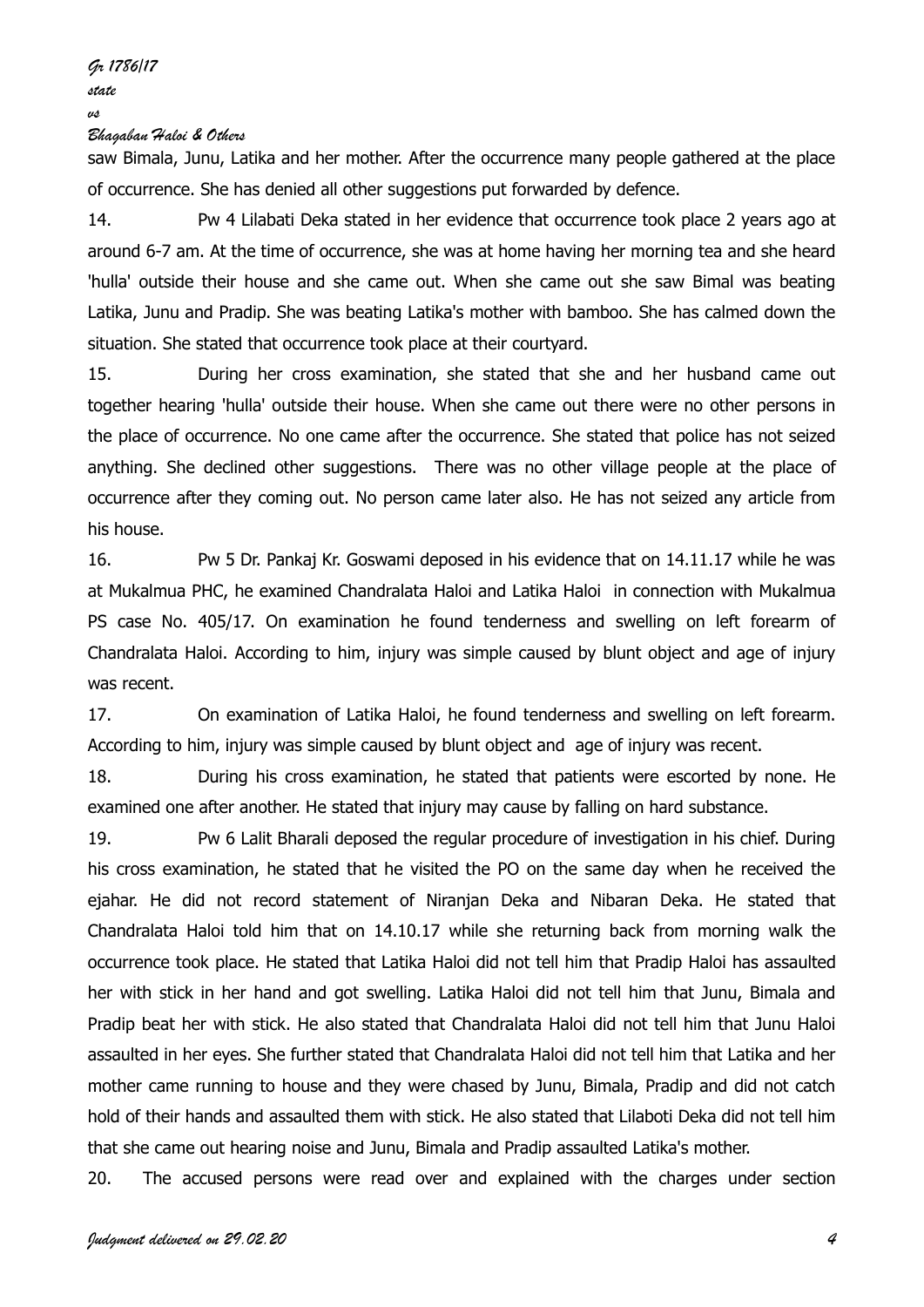saw Bimala, Junu, Latika and her mother. After the occurrence many people gathered at the place of occurrence. She has denied all other suggestions put forwarded by defence.

14. Pw 4 Lilabati Deka stated in her evidence that occurrence took place 2 years ago at around 6-7 am. At the time of occurrence, she was at home having her morning tea and she heard 'hulla' outside their house and she came out. When she came out she saw Bimal was beating Latika, Junu and Pradip. She was beating Latika's mother with bamboo. She has calmed down the situation. She stated that occurrence took place at their courtyard.

15. During her cross examination, she stated that she and her husband came out together hearing 'hulla' outside their house. When she came out there were no other persons in the place of occurrence. No one came after the occurrence. She stated that police has not seized anything. She declined other suggestions. There was no other village people at the place of occurrence after they coming out. No person came later also. He has not seized any article from his house.

16. Pw 5 Dr. Pankaj Kr. Goswami deposed in his evidence that on 14.11.17 while he was at Mukalmua PHC, he examined Chandralata Haloi and Latika Haloi in connection with Mukalmua PS case No. 405/17. On examination he found tenderness and swelling on left forearm of Chandralata Haloi. According to him, injury was simple caused by blunt object and age of injury was recent.

17. On examination of Latika Haloi, he found tenderness and swelling on left forearm. According to him, injury was simple caused by blunt object and age of injury was recent.

18. During his cross examination, he stated that patients were escorted by none. He examined one after another. He stated that injury may cause by falling on hard substance.

19. Pw 6 Lalit Bharali deposed the regular procedure of investigation in his chief. During his cross examination, he stated that he visited the PO on the same day when he received the ejahar. He did not record statement of Niranjan Deka and Nibaran Deka. He stated that Chandralata Haloi told him that on 14.10.17 while she returning back from morning walk the occurrence took place. He stated that Latika Haloi did not tell him that Pradip Haloi has assaulted her with stick in her hand and got swelling. Latika Haloi did not tell him that Junu, Bimala and Pradip beat her with stick. He also stated that Chandralata Haloi did not tell him that Junu Haloi assaulted in her eyes. She further stated that Chandralata Haloi did not tell him that Latika and her mother came running to house and they were chased by Junu, Bimala, Pradip and did not catch hold of their hands and assaulted them with stick. He also stated that Lilaboti Deka did not tell him that she came out hearing noise and Junu, Bimala and Pradip assaulted Latika's mother.

20. The accused persons were read over and explained with the charges under section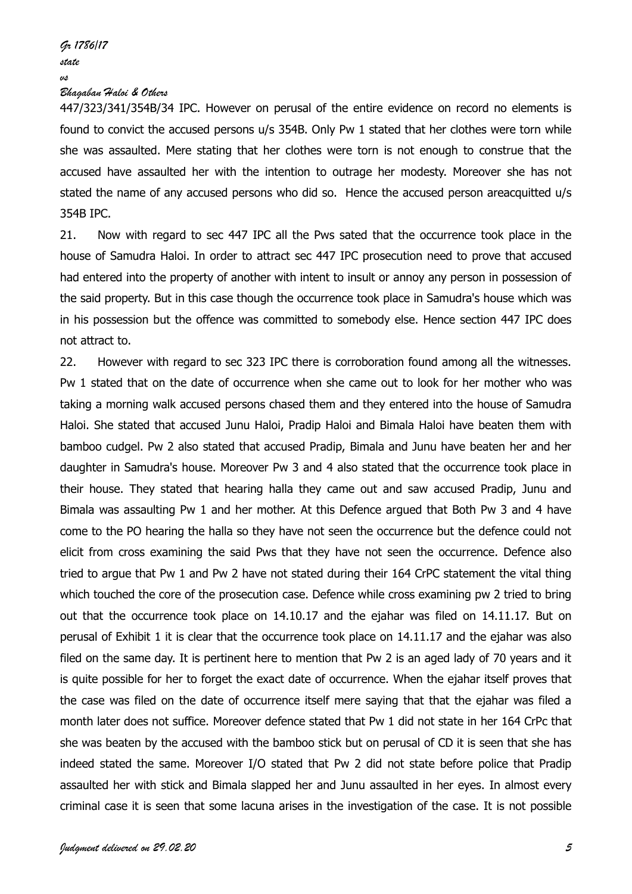447/323/341/354B/34 IPC. However on perusal of the entire evidence on record no elements is found to convict the accused persons u/s 354B. Only Pw 1 stated that her clothes were torn while she was assaulted. Mere stating that her clothes were torn is not enough to construe that the accused have assaulted her with the intention to outrage her modesty. Moreover she has not stated the name of any accused persons who did so. Hence the accused person areacquitted u/s 354B IPC.

21. Now with regard to sec 447 IPC all the Pws sated that the occurrence took place in the house of Samudra Haloi. In order to attract sec 447 IPC prosecution need to prove that accused had entered into the property of another with intent to insult or annoy any person in possession of the said property. But in this case though the occurrence took place in Samudra's house which was in his possession but the offence was committed to somebody else. Hence section 447 IPC does not attract to.

22. However with regard to sec 323 IPC there is corroboration found among all the witnesses. Pw 1 stated that on the date of occurrence when she came out to look for her mother who was taking a morning walk accused persons chased them and they entered into the house of Samudra Haloi. She stated that accused Junu Haloi, Pradip Haloi and Bimala Haloi have beaten them with bamboo cudgel. Pw 2 also stated that accused Pradip, Bimala and Junu have beaten her and her daughter in Samudra's house. Moreover Pw 3 and 4 also stated that the occurrence took place in their house. They stated that hearing halla they came out and saw accused Pradip, Junu and Bimala was assaulting Pw 1 and her mother. At this Defence argued that Both Pw 3 and 4 have come to the PO hearing the halla so they have not seen the occurrence but the defence could not elicit from cross examining the said Pws that they have not seen the occurrence. Defence also tried to argue that Pw 1 and Pw 2 have not stated during their 164 CrPC statement the vital thing which touched the core of the prosecution case. Defence while cross examining pw 2 tried to bring out that the occurrence took place on 14.10.17 and the ejahar was filed on 14.11.17. But on perusal of Exhibit 1 it is clear that the occurrence took place on 14.11.17 and the ejahar was also filed on the same day. It is pertinent here to mention that Pw 2 is an aged lady of 70 years and it is quite possible for her to forget the exact date of occurrence. When the ejahar itself proves that the case was filed on the date of occurrence itself mere saying that that the ejahar was filed a month later does not suffice. Moreover defence stated that Pw 1 did not state in her 164 CrPc that she was beaten by the accused with the bamboo stick but on perusal of CD it is seen that she has indeed stated the same. Moreover I/O stated that Pw 2 did not state before police that Pradip assaulted her with stick and Bimala slapped her and Junu assaulted in her eyes. In almost every criminal case it is seen that some lacuna arises in the investigation of the case. It is not possible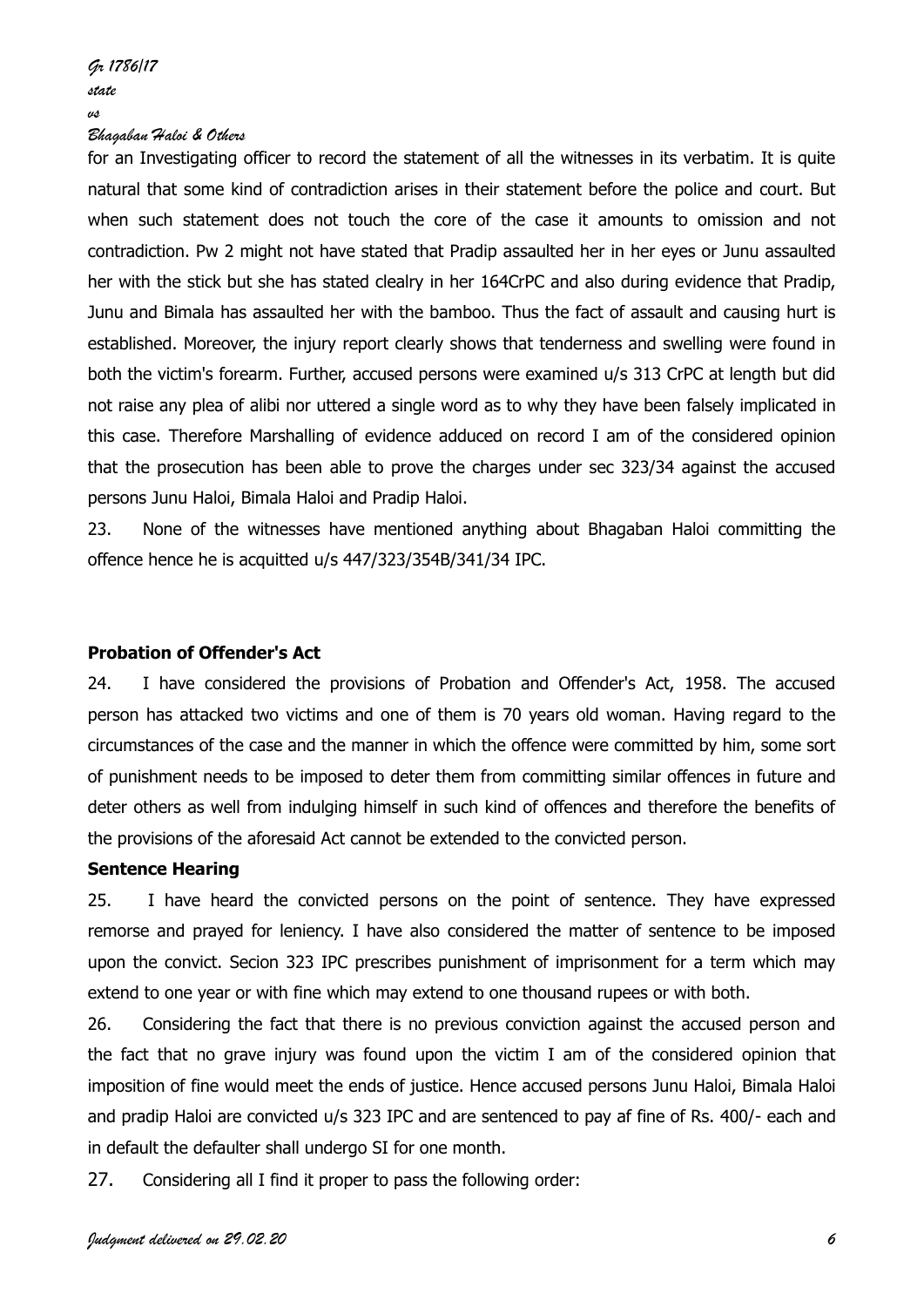for an Investigating officer to record the statement of all the witnesses in its verbatim. It is quite natural that some kind of contradiction arises in their statement before the police and court. But when such statement does not touch the core of the case it amounts to omission and not contradiction. Pw 2 might not have stated that Pradip assaulted her in her eyes or Junu assaulted her with the stick but she has stated clealry in her 164CrPC and also during evidence that Pradip, Junu and Bimala has assaulted her with the bamboo. Thus the fact of assault and causing hurt is established. Moreover, the injury report clearly shows that tenderness and swelling were found in both the victim's forearm. Further, accused persons were examined u/s 313 CrPC at length but did not raise any plea of alibi nor uttered a single word as to why they have been falsely implicated in this case. Therefore Marshalling of evidence adduced on record I am of the considered opinion that the prosecution has been able to prove the charges under sec 323/34 against the accused persons Junu Haloi, Bimala Haloi and Pradip Haloi.

23. None of the witnesses have mentioned anything about Bhagaban Haloi committing the offence hence he is acquitted u/s 447/323/354B/341/34 IPC.

**Probation of Offender's Act**

24. I have considered the provisions of Probation and Offender's Act, 1958. The accused person has attacked two victims and one of them is 70 years old woman. Having regard to the circumstances of the case and the manner in which the offence were committed by him, some sort of punishment needs to be imposed to deter them from committing similar offences in future and deter others as well from indulging himself in such kind of offences and therefore the benefits of the provisions of the aforesaid Act cannot be extended to the convicted person.

**Sentence Hearing**

25. I have heard the convicted persons on the point of sentence. They have expressed remorse and prayed for leniency. I have also considered the matter of sentence to be imposed upon the convict. Secion 323 IPC prescribes punishment of imprisonment for a term which may extend to one year or with fine which may extend to one thousand rupees or with both.

26. Considering the fact that there is no previous conviction against the accused person and the fact that no grave injury was found upon the victim I am of the considered opinion that imposition of fine would meet the ends of justice. Hence accused persons Junu Haloi, Bimala Haloi and pradip Haloi are convicted u/s 323 IPC and are sentenced to pay af fine of Rs. 400/- each and in default the defaulter shall undergo SI for one month.

27. Considering all I find it proper to pass the following order: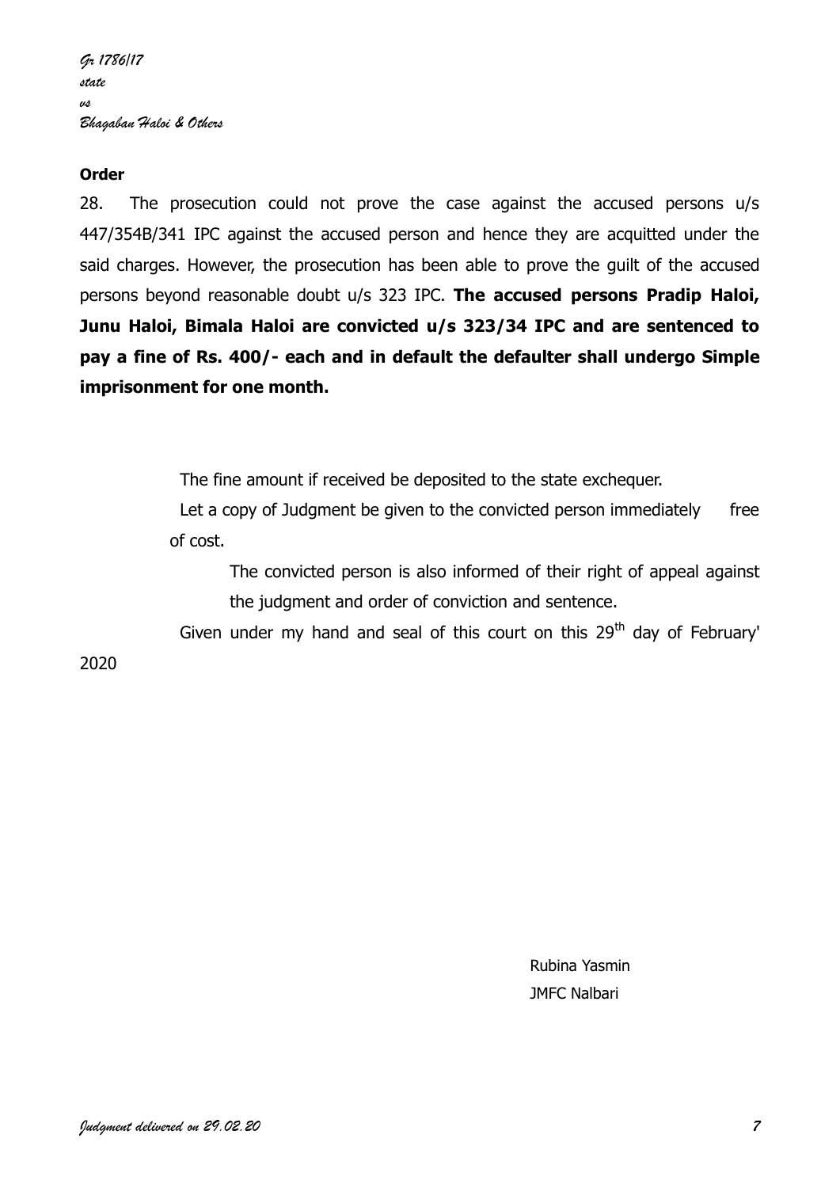**Order**

28. The prosecution could not prove the case against the accused persons u/s 447/354B/341 IPC against the accused person and hence they are acquitted under the said charges. However, the prosecution has been able to prove the guilt of the accused persons beyond reasonable doubt u/s 323 IPC. **The accused persons Pradip Haloi, Junu Haloi, Bimala Haloi are convicted u/s 323/34 IPC and are sentenced to pay a fine of Rs. 400/- each and in default the defaulter shall undergo Simple imprisonment for one month.**

The fine amount if received be deposited to the state exchequer.

Let a copy of Judgment be given to the convicted person immediately free of cost.

The convicted person is also informed of their right of appeal against the judgment and order of conviction and sentence.

Given under my hand and seal of this court on this 29th day of February' 2020

Rubina Yasmin
JMFC Nalbari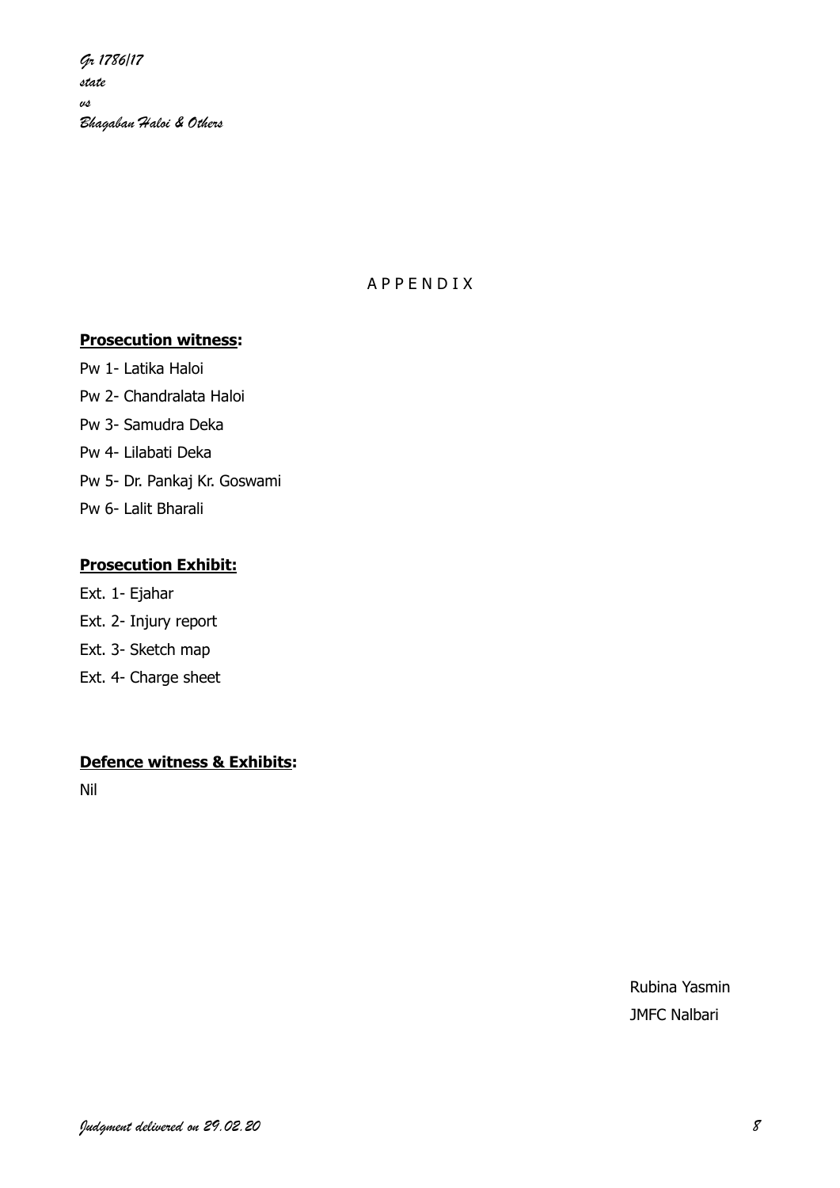A P P E N D I X

**Prosecution witness:**

Pw 1- Latika Haloi

Pw 2- Chandralata Haloi

Pw 3- Samudra Deka

Pw 4- Lilabati Deka

Pw 5- Dr. Pankaj Kr. Goswami

Pw 6- Lalit Bharali

**Prosecution Exhibit:**

Ext. 1- Ejahar

Ext. 2- Injury report

Ext. 3- Sketch map

Ext. 4- Charge sheet

**Defence witness & Exhibits:**

Nil

Rubina Yasmin

JMFC Nalbari